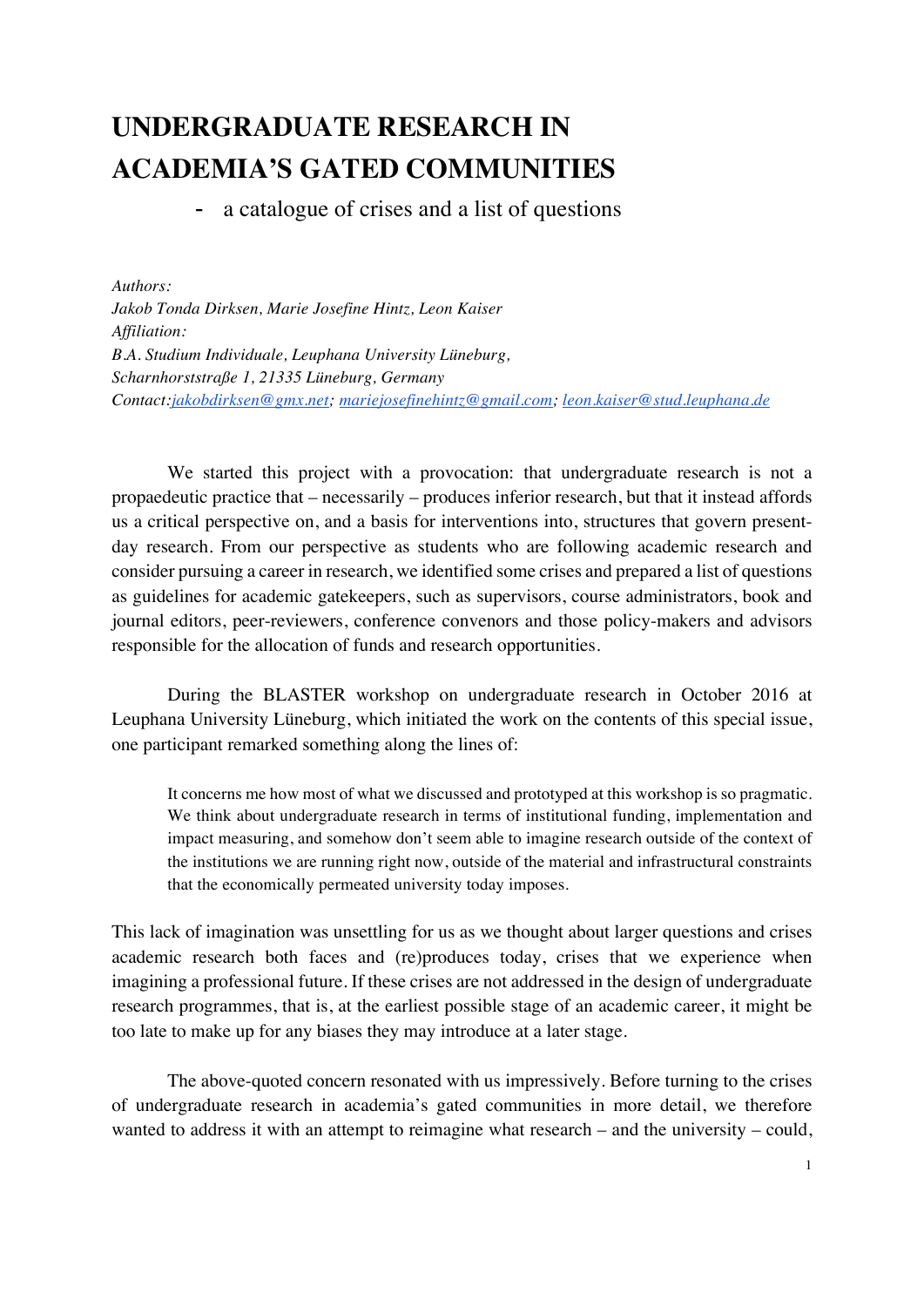# UNDERGRADUATE RESEARCH IN ACADEMIA'S GATED COMMUNITIES

- a catalogue of crises and a list of questions

*Authors:*
*Jakob Tonda Dirksen, Marie Josefine Hintz, Leon Kaiser*
*Affiliation:*
*B.A. Studium Individuale, Leuphana University Lüneburg,*
*Scharnhorststraße 1, 21335 Lüneburg, Germany*
*Contact:jakobdirksen@gmx.net; mariejosefinehintz@gmail.com; leon.kaiser@stud.leuphana.de*

We started this project with a provocation: that undergraduate research is not a propaedeutic practice that – necessarily – produces inferior research, but that it instead affords us a critical perspective on, and a basis for interventions into, structures that govern present-day research. From our perspective as students who are following academic research and consider pursuing a career in research, we identified some crises and prepared a list of questions as guidelines for academic gatekeepers, such as supervisors, course administrators, book and journal editors, peer-reviewers, conference convenors and those policy-makers and advisors responsible for the allocation of funds and research opportunities.

During the BLASTER workshop on undergraduate research in October 2016 at Leuphana University Lüneburg, which initiated the work on the contents of this special issue, one participant remarked something along the lines of:

> It concerns me how most of what we discussed and prototyped at this workshop is so pragmatic. We think about undergraduate research in terms of institutional funding, implementation and impact measuring, and somehow don't seem able to imagine research outside of the context of the institutions we are running right now, outside of the material and infrastructural constraints that the economically permeated university today imposes.

This lack of imagination was unsettling for us as we thought about larger questions and crises academic research both faces and (re)produces today, crises that we experience when imagining a professional future. If these crises are not addressed in the design of undergraduate research programmes, that is, at the earliest possible stage of an academic career, it might be too late to make up for any biases they may introduce at a later stage.

The above-quoted concern resonated with us impressively. Before turning to the crises of undergraduate research in academia's gated communities in more detail, we therefore wanted to address it with an attempt to reimagine what research – and the university – could,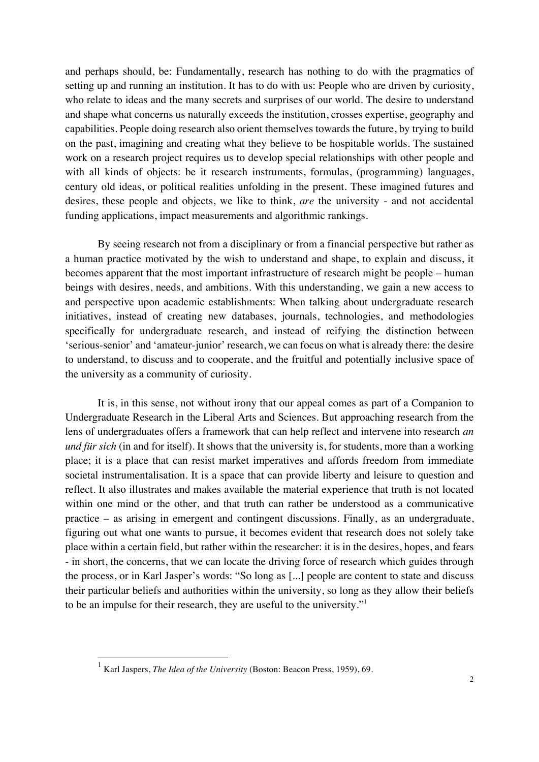and perhaps should, be: Fundamentally, research has nothing to do with the pragmatics of setting up and running an institution. It has to do with us: People who are driven by curiosity, who relate to ideas and the many secrets and surprises of our world. The desire to understand and shape what concerns us naturally exceeds the institution, crosses expertise, geography and capabilities. People doing research also orient themselves towards the future, by trying to build on the past, imagining and creating what they believe to be hospitable worlds. The sustained work on a research project requires us to develop special relationships with other people and with all kinds of objects: be it research instruments, formulas, (programming) languages, century old ideas, or political realities unfolding in the present. These imagined futures and desires, these people and objects, we like to think, *are* the university - and not accidental funding applications, impact measurements and algorithmic rankings.

By seeing research not from a disciplinary or from a financial perspective but rather as a human practice motivated by the wish to understand and shape, to explain and discuss, it becomes apparent that the most important infrastructure of research might be people – human beings with desires, needs, and ambitions. With this understanding, we gain a new access to and perspective upon academic establishments: When talking about undergraduate research initiatives, instead of creating new databases, journals, technologies, and methodologies specifically for undergraduate research, and instead of reifying the distinction between 'serious-senior' and 'amateur-junior' research, we can focus on what is already there: the desire to understand, to discuss and to cooperate, and the fruitful and potentially inclusive space of the university as a community of curiosity.

It is, in this sense, not without irony that our appeal comes as part of a Companion to Undergraduate Research in the Liberal Arts and Sciences. But approaching research from the lens of undergraduates offers a framework that can help reflect and intervene into research *an und für sich* (in and for itself). It shows that the university is, for students, more than a working place; it is a place that can resist market imperatives and affords freedom from immediate societal instrumentalisation. It is a space that can provide liberty and leisure to question and reflect. It also illustrates and makes available the material experience that truth is not located within one mind or the other, and that truth can rather be understood as a communicative practice – as arising in emergent and contingent discussions. Finally, as an undergraduate, figuring out what one wants to pursue, it becomes evident that research does not solely take place within a certain field, but rather within the researcher: it is in the desires, hopes, and fears - in short, the concerns, that we can locate the driving force of research which guides through the process, or in Karl Jasper's words: "So long as [...] people are content to state and discuss their particular beliefs and authorities within the university, so long as they allow their beliefs to be an impulse for their research, they are useful to the university."[1]

---

[1] Karl Jaspers, *The Idea of the University* (Boston: Beacon Press, 1959), 69.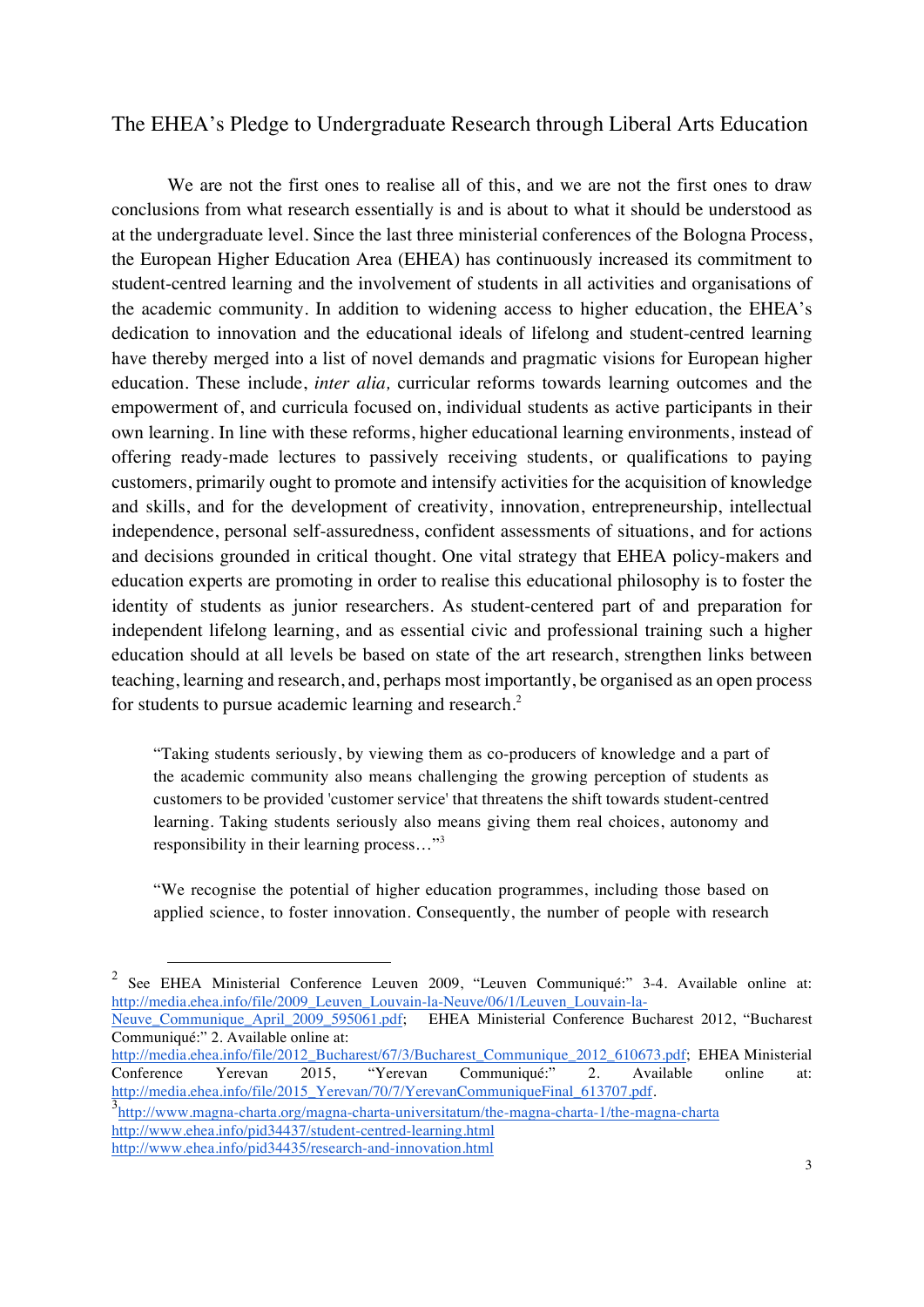## The EHEA's Pledge to Undergraduate Research through Liberal Arts Education

We are not the first ones to realise all of this, and we are not the first ones to draw conclusions from what research essentially is and is about to what it should be understood as at the undergraduate level. Since the last three ministerial conferences of the Bologna Process, the European Higher Education Area (EHEA) has continuously increased its commitment to student-centred learning and the involvement of students in all activities and organisations of the academic community. In addition to widening access to higher education, the EHEA's dedication to innovation and the educational ideals of lifelong and student-centred learning have thereby merged into a list of novel demands and pragmatic visions for European higher education. These include, *inter alia,* curricular reforms towards learning outcomes and the empowerment of, and curricula focused on, individual students as active participants in their own learning. In line with these reforms, higher educational learning environments, instead of offering ready-made lectures to passively receiving students, or qualifications to paying customers, primarily ought to promote and intensify activities for the acquisition of knowledge and skills, and for the development of creativity, innovation, entrepreneurship, intellectual independence, personal self-assuredness, confident assessments of situations, and for actions and decisions grounded in critical thought. One vital strategy that EHEA policy-makers and education experts are promoting in order to realise this educational philosophy is to foster the identity of students as junior researchers. As student-centered part of and preparation for independent lifelong learning, and as essential civic and professional training such a higher education should at all levels be based on state of the art research, strengthen links between teaching, learning and research, and, perhaps most importantly, be organised as an open process for students to pursue academic learning and research.[2]

> "Taking students seriously, by viewing them as co-producers of knowledge and a part of the academic community also means challenging the growing perception of students as customers to be provided 'customer service' that threatens the shift towards student-centred learning. Taking students seriously also means giving them real choices, autonomy and responsibility in their learning process…"[3]

> "We recognise the potential of higher education programmes, including those based on applied science, to foster innovation. Consequently, the number of people with research

---

[2] See EHEA Ministerial Conference Leuven 2009, "Leuven Communiqué:" 3-4. Available online at: http://media.ehea.info/file/2009_Leuven_Louvain-la-Neuve/06/1/Leuven_Louvain-la-Neuve_Communique_April_2009_595061.pdf; EHEA Ministerial Conference Bucharest 2012, "Bucharest Communiqué:" 2. Available online at: http://media.ehea.info/file/2012_Bucharest/67/3/Bucharest_Communique_2012_610673.pdf; EHEA Ministerial Conference Yerevan 2015, "Yerevan Communiqué:" 2. Available online at: http://media.ehea.info/file/2015_Yerevan/70/7/YerevanCommuniqueFinal_613707.pdf.

[3] http://www.magna-charta.org/magna-charta-universitatum/the-magna-charta-1/the-magna-charta
http://www.ehea.info/pid34437/student-centred-learning.html
http://www.ehea.info/pid34435/research-and-innovation.html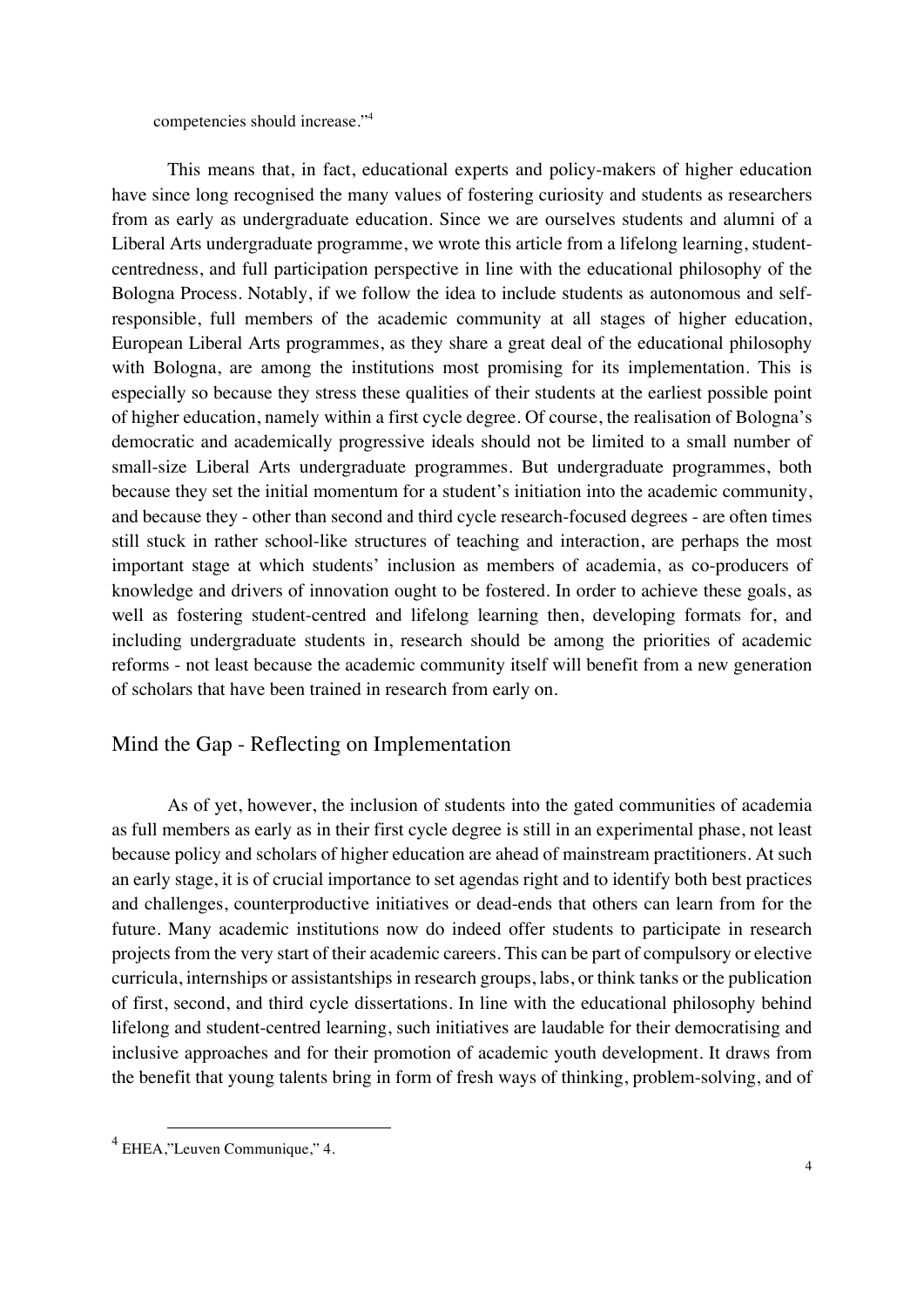competencies should increase."[4]

This means that, in fact, educational experts and policy-makers of higher education have since long recognised the many values of fostering curiosity and students as researchers from as early as undergraduate education. Since we are ourselves students and alumni of a Liberal Arts undergraduate programme, we wrote this article from a lifelong learning, student-centredness, and full participation perspective in line with the educational philosophy of the Bologna Process. Notably, if we follow the idea to include students as autonomous and self-responsible, full members of the academic community at all stages of higher education, European Liberal Arts programmes, as they share a great deal of the educational philosophy with Bologna, are among the institutions most promising for its implementation. This is especially so because they stress these qualities of their students at the earliest possible point of higher education, namely within a first cycle degree. Of course, the realisation of Bologna's democratic and academically progressive ideals should not be limited to a small number of small-size Liberal Arts undergraduate programmes. But undergraduate programmes, both because they set the initial momentum for a student's initiation into the academic community, and because they - other than second and third cycle research-focused degrees - are often times still stuck in rather school-like structures of teaching and interaction, are perhaps the most important stage at which students' inclusion as members of academia, as co-producers of knowledge and drivers of innovation ought to be fostered. In order to achieve these goals, as well as fostering student-centred and lifelong learning then, developing formats for, and including undergraduate students in, research should be among the priorities of academic reforms - not least because the academic community itself will benefit from a new generation of scholars that have been trained in research from early on.

## Mind the Gap - Reflecting on Implementation

As of yet, however, the inclusion of students into the gated communities of academia as full members as early as in their first cycle degree is still in an experimental phase, not least because policy and scholars of higher education are ahead of mainstream practitioners. At such an early stage, it is of crucial importance to set agendas right and to identify both best practices and challenges, counterproductive initiatives or dead-ends that others can learn from for the future. Many academic institutions now do indeed offer students to participate in research projects from the very start of their academic careers. This can be part of compulsory or elective curricula, internships or assistantships in research groups, labs, or think tanks or the publication of first, second, and third cycle dissertations. In line with the educational philosophy behind lifelong and student-centred learning, such initiatives are laudable for their democratising and inclusive approaches and for their promotion of academic youth development. It draws from the benefit that young talents bring in form of fresh ways of thinking, problem-solving, and of

---

[4] EHEA,"Leuven Communique," 4.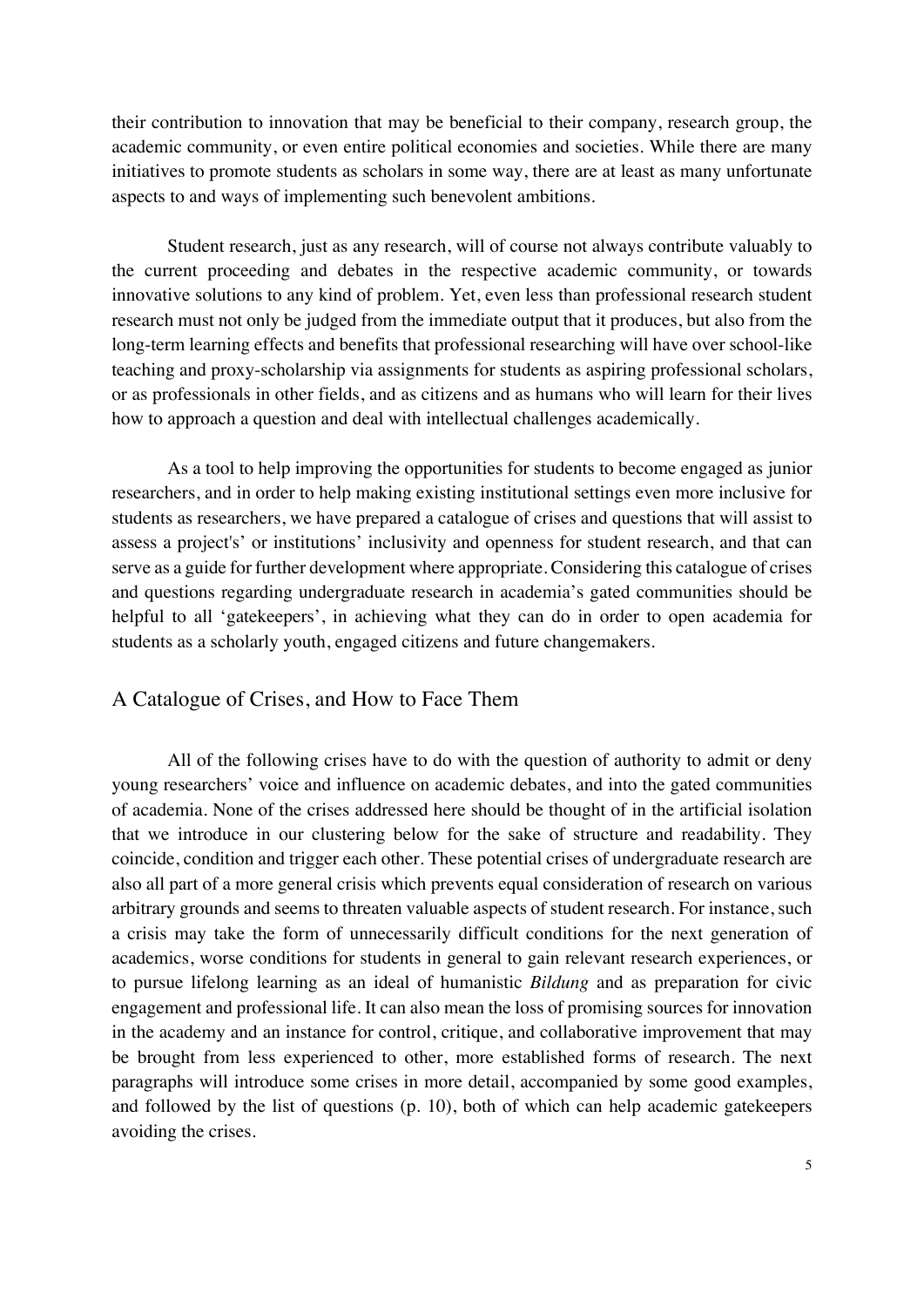their contribution to innovation that may be beneficial to their company, research group, the academic community, or even entire political economies and societies. While there are many initiatives to promote students as scholars in some way, there are at least as many unfortunate aspects to and ways of implementing such benevolent ambitions.

Student research, just as any research, will of course not always contribute valuably to the current proceeding and debates in the respective academic community, or towards innovative solutions to any kind of problem. Yet, even less than professional research student research must not only be judged from the immediate output that it produces, but also from the long-term learning effects and benefits that professional researching will have over school-like teaching and proxy-scholarship via assignments for students as aspiring professional scholars, or as professionals in other fields, and as citizens and as humans who will learn for their lives how to approach a question and deal with intellectual challenges academically.

As a tool to help improving the opportunities for students to become engaged as junior researchers, and in order to help making existing institutional settings even more inclusive for students as researchers, we have prepared a catalogue of crises and questions that will assist to assess a project's' or institutions' inclusivity and openness for student research, and that can serve as a guide for further development where appropriate. Considering this catalogue of crises and questions regarding undergraduate research in academia's gated communities should be helpful to all 'gatekeepers', in achieving what they can do in order to open academia for students as a scholarly youth, engaged citizens and future changemakers.

## A Catalogue of Crises, and How to Face Them

All of the following crises have to do with the question of authority to admit or deny young researchers' voice and influence on academic debates, and into the gated communities of academia. None of the crises addressed here should be thought of in the artificial isolation that we introduce in our clustering below for the sake of structure and readability. They coincide, condition and trigger each other. These potential crises of undergraduate research are also all part of a more general crisis which prevents equal consideration of research on various arbitrary grounds and seems to threaten valuable aspects of student research. For instance, such a crisis may take the form of unnecessarily difficult conditions for the next generation of academics, worse conditions for students in general to gain relevant research experiences, or to pursue lifelong learning as an ideal of humanistic *Bildung* and as preparation for civic engagement and professional life. It can also mean the loss of promising sources for innovation in the academy and an instance for control, critique, and collaborative improvement that may be brought from less experienced to other, more established forms of research. The next paragraphs will introduce some crises in more detail, accompanied by some good examples, and followed by the list of questions (p. 10), both of which can help academic gatekeepers avoiding the crises.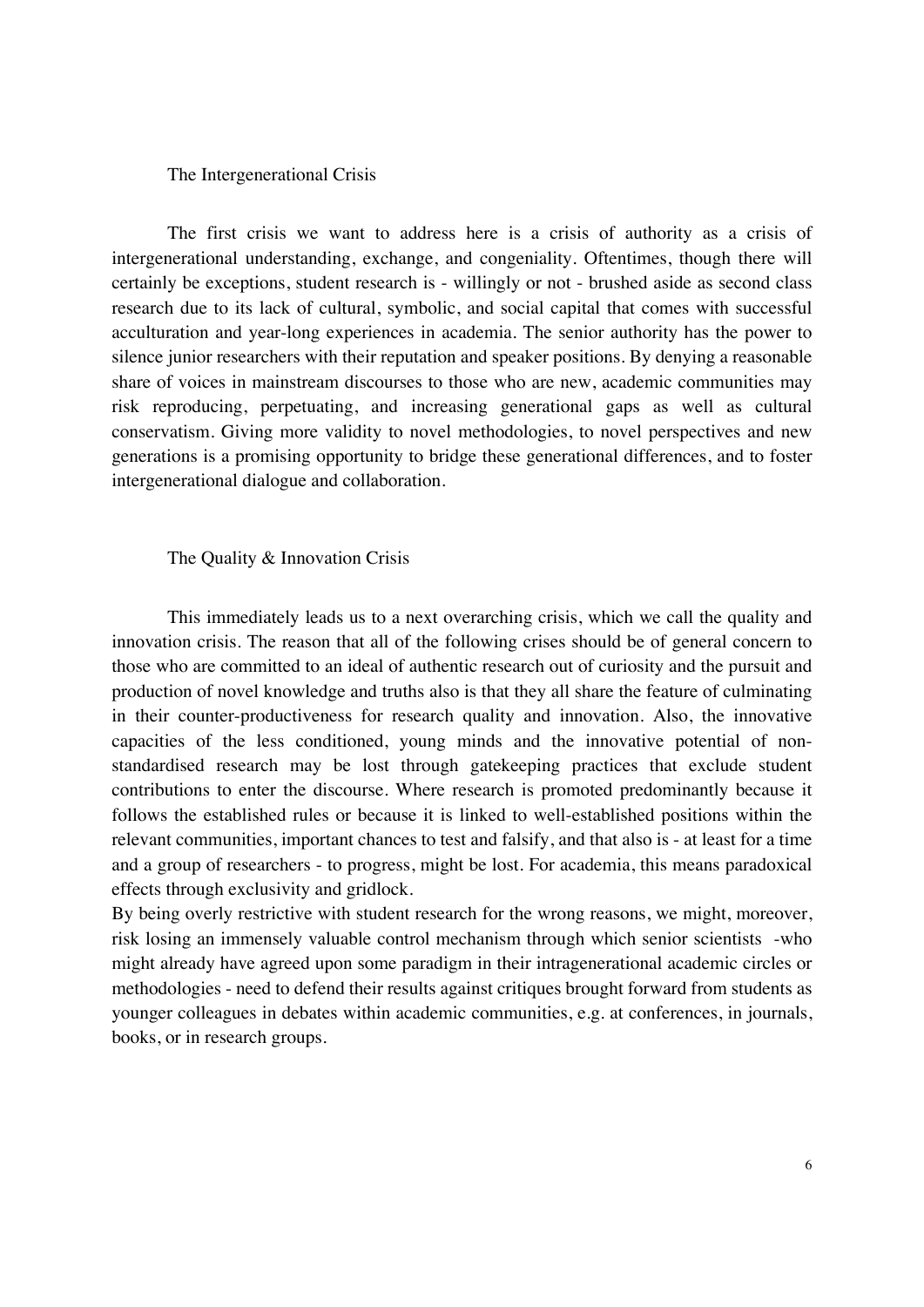## The Intergenerational Crisis

The first crisis we want to address here is a crisis of authority as a crisis of intergenerational understanding, exchange, and congeniality. Oftentimes, though there will certainly be exceptions, student research is - willingly or not - brushed aside as second class research due to its lack of cultural, symbolic, and social capital that comes with successful acculturation and year-long experiences in academia. The senior authority has the power to silence junior researchers with their reputation and speaker positions. By denying a reasonable share of voices in mainstream discourses to those who are new, academic communities may risk reproducing, perpetuating, and increasing generational gaps as well as cultural conservatism. Giving more validity to novel methodologies, to novel perspectives and new generations is a promising opportunity to bridge these generational differences, and to foster intergenerational dialogue and collaboration.

## The Quality & Innovation Crisis

This immediately leads us to a next overarching crisis, which we call the quality and innovation crisis. The reason that all of the following crises should be of general concern to those who are committed to an ideal of authentic research out of curiosity and the pursuit and production of novel knowledge and truths also is that they all share the feature of culminating in their counter-productiveness for research quality and innovation. Also, the innovative capacities of the less conditioned, young minds and the innovative potential of non-standardised research may be lost through gatekeeping practices that exclude student contributions to enter the discourse. Where research is promoted predominantly because it follows the established rules or because it is linked to well-established positions within the relevant communities, important chances to test and falsify, and that also is - at least for a time and a group of researchers - to progress, might be lost. For academia, this means paradoxical effects through exclusivity and gridlock.

By being overly restrictive with student research for the wrong reasons, we might, moreover, risk losing an immensely valuable control mechanism through which senior scientists -who might already have agreed upon some paradigm in their intragenerational academic circles or methodologies - need to defend their results against critiques brought forward from students as younger colleagues in debates within academic communities, e.g. at conferences, in journals, books, or in research groups.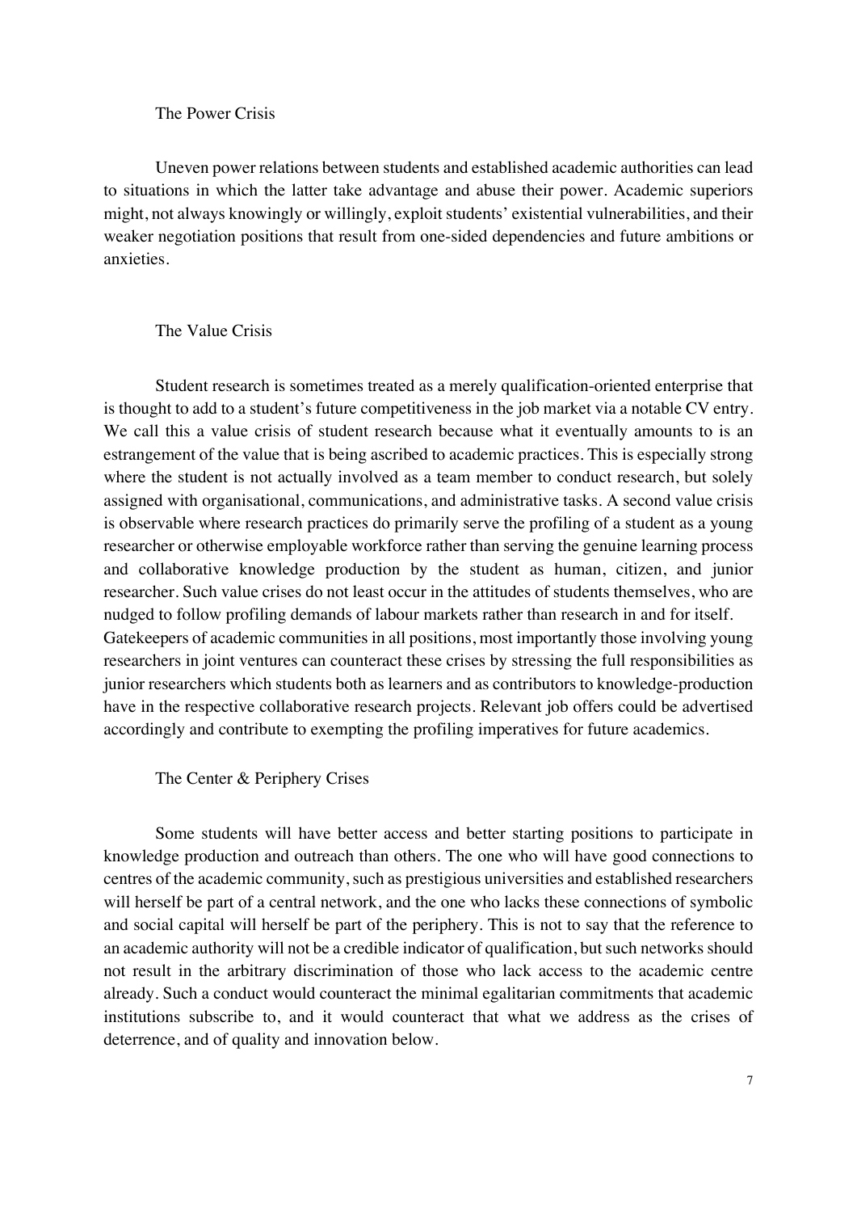### The Power Crisis

Uneven power relations between students and established academic authorities can lead to situations in which the latter take advantage and abuse their power. Academic superiors might, not always knowingly or willingly, exploit students' existential vulnerabilities, and their weaker negotiation positions that result from one-sided dependencies and future ambitions or anxieties.

### The Value Crisis

Student research is sometimes treated as a merely qualification-oriented enterprise that is thought to add to a student's future competitiveness in the job market via a notable CV entry. We call this a value crisis of student research because what it eventually amounts to is an estrangement of the value that is being ascribed to academic practices. This is especially strong where the student is not actually involved as a team member to conduct research, but solely assigned with organisational, communications, and administrative tasks. A second value crisis is observable where research practices do primarily serve the profiling of a student as a young researcher or otherwise employable workforce rather than serving the genuine learning process and collaborative knowledge production by the student as human, citizen, and junior researcher. Such value crises do not least occur in the attitudes of students themselves, who are nudged to follow profiling demands of labour markets rather than research in and for itself. Gatekeepers of academic communities in all positions, most importantly those involving young researchers in joint ventures can counteract these crises by stressing the full responsibilities as junior researchers which students both as learners and as contributors to knowledge-production have in the respective collaborative research projects. Relevant job offers could be advertised accordingly and contribute to exempting the profiling imperatives for future academics.

### The Center & Periphery Crises

Some students will have better access and better starting positions to participate in knowledge production and outreach than others. The one who will have good connections to centres of the academic community, such as prestigious universities and established researchers will herself be part of a central network, and the one who lacks these connections of symbolic and social capital will herself be part of the periphery. This is not to say that the reference to an academic authority will not be a credible indicator of qualification, but such networks should not result in the arbitrary discrimination of those who lack access to the academic centre already. Such a conduct would counteract the minimal egalitarian commitments that academic institutions subscribe to, and it would counteract that what we address as the crises of deterrence, and of quality and innovation below.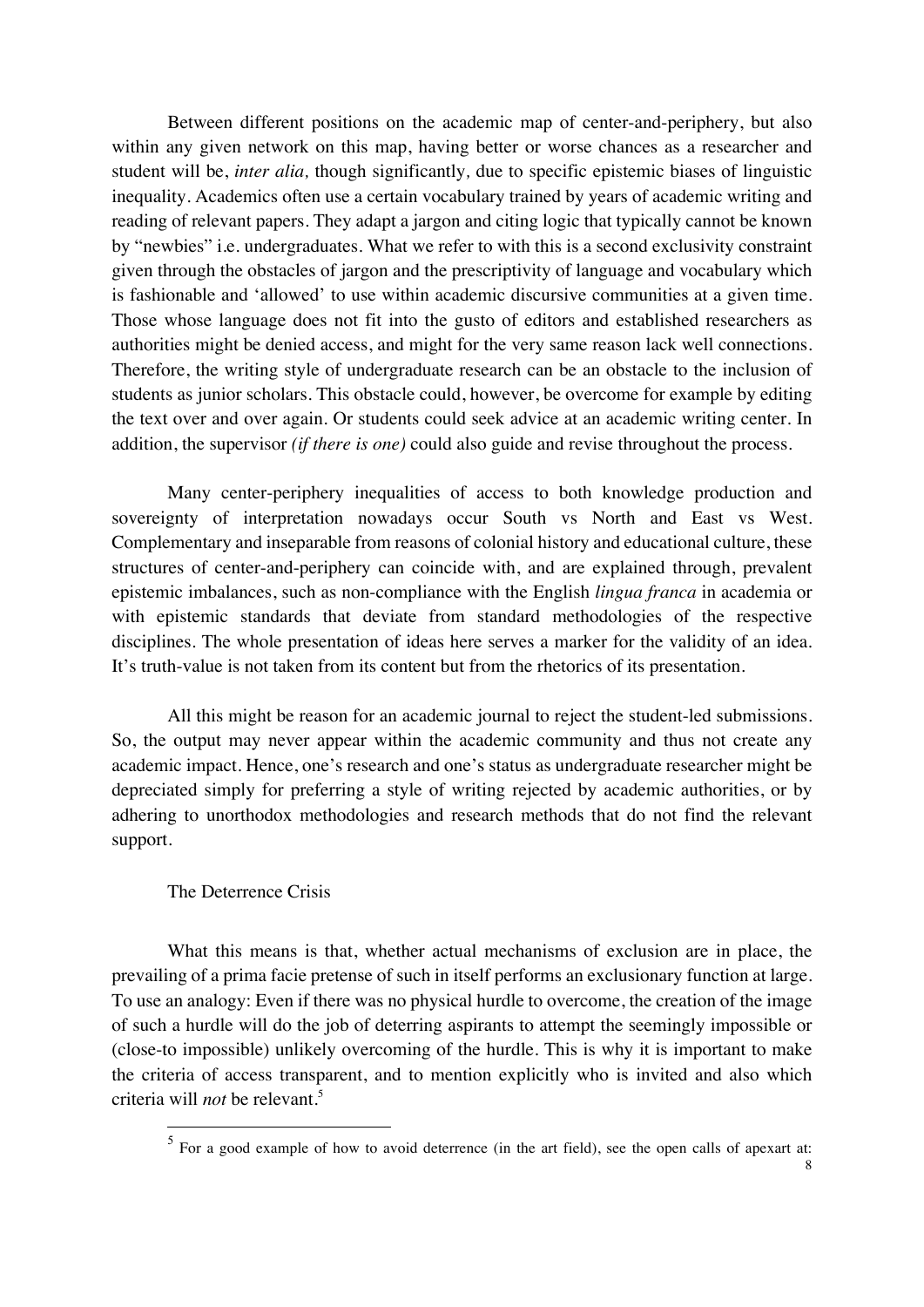Between different positions on the academic map of center-and-periphery, but also within any given network on this map, having better or worse chances as a researcher and student will be, *inter alia,* though significantly*,* due to specific epistemic biases of linguistic inequality. Academics often use a certain vocabulary trained by years of academic writing and reading of relevant papers. They adapt a jargon and citing logic that typically cannot be known by "newbies" i.e. undergraduates. What we refer to with this is a second exclusivity constraint given through the obstacles of jargon and the prescriptivity of language and vocabulary which is fashionable and 'allowed' to use within academic discursive communities at a given time. Those whose language does not fit into the gusto of editors and established researchers as authorities might be denied access, and might for the very same reason lack well connections. Therefore, the writing style of undergraduate research can be an obstacle to the inclusion of students as junior scholars. This obstacle could, however, be overcome for example by editing the text over and over again. Or students could seek advice at an academic writing center. In addition, the supervisor *(if there is one)* could also guide and revise throughout the process.

Many center-periphery inequalities of access to both knowledge production and sovereignty of interpretation nowadays occur South vs North and East vs West. Complementary and inseparable from reasons of colonial history and educational culture, these structures of center-and-periphery can coincide with, and are explained through, prevalent epistemic imbalances, such as non-compliance with the English *lingua franca* in academia or with epistemic standards that deviate from standard methodologies of the respective disciplines. The whole presentation of ideas here serves a marker for the validity of an idea. It's truth-value is not taken from its content but from the rhetorics of its presentation.

All this might be reason for an academic journal to reject the student-led submissions. So, the output may never appear within the academic community and thus not create any academic impact. Hence, one's research and one's status as undergraduate researcher might be depreciated simply for preferring a style of writing rejected by academic authorities, or by adhering to unorthodox methodologies and research methods that do not find the relevant support.

## The Deterrence Crisis

What this means is that, whether actual mechanisms of exclusion are in place, the prevailing of a prima facie pretense of such in itself performs an exclusionary function at large. To use an analogy: Even if there was no physical hurdle to overcome, the creation of the image of such a hurdle will do the job of deterring aspirants to attempt the seemingly impossible or (close-to impossible) unlikely overcoming of the hurdle. This is why it is important to make the criteria of access transparent, and to mention explicitly who is invited and also which criteria will *not* be relevant.[5]

[5] For a good example of how to avoid deterrence (in the art field), see the open calls of apexart at: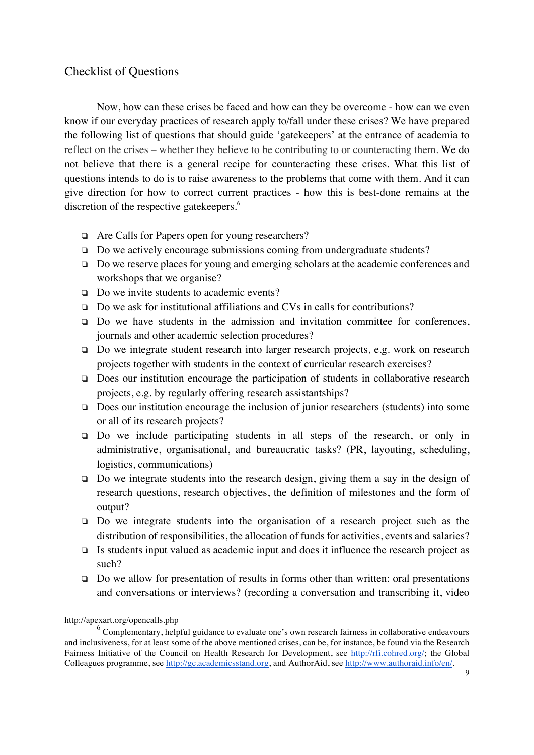## Checklist of Questions

Now, how can these crises be faced and how can they be overcome - how can we even know if our everyday practices of research apply to/fall under these crises? We have prepared the following list of questions that should guide 'gatekeepers' at the entrance of academia to reflect on the crises – whether they believe to be contributing to or counteracting them. We do not believe that there is a general recipe for counteracting these crises. What this list of questions intends to do is to raise awareness to the problems that come with them. And it can give direction for how to correct current practices - how this is best-done remains at the discretion of the respective gatekeepers.[6]

- Are Calls for Papers open for young researchers?
- Do we actively encourage submissions coming from undergraduate students?
- Do we reserve places for young and emerging scholars at the academic conferences and workshops that we organise?
- Do we invite students to academic events?
- Do we ask for institutional affiliations and CVs in calls for contributions?
- Do we have students in the admission and invitation committee for conferences, journals and other academic selection procedures?
- Do we integrate student research into larger research projects, e.g. work on research projects together with students in the context of curricular research exercises?
- Does our institution encourage the participation of students in collaborative research projects, e.g. by regularly offering research assistantships?
- Does our institution encourage the inclusion of junior researchers (students) into some or all of its research projects?
- Do we include participating students in all steps of the research, or only in administrative, organisational, and bureaucratic tasks? (PR, layouting, scheduling, logistics, communications)
- Do we integrate students into the research design, giving them a say in the design of research questions, research objectives, the definition of milestones and the form of output?
- Do we integrate students into the organisation of a research project such as the distribution of responsibilities, the allocation of funds for activities, events and salaries?
- Is students input valued as academic input and does it influence the research project as such?
- Do we allow for presentation of results in forms other than written: oral presentations and conversations or interviews? (recording a conversation and transcribing it, video

---

http://apexart.org/opencalls.php

[6] Complementary, helpful guidance to evaluate one's own research fairness in collaborative endeavours and inclusiveness, for at least some of the above mentioned crises, can be, for instance, be found via the Research Fairness Initiative of the Council on Health Research for Development, see http://rfi.cohred.org/; the Global Colleagues programme, see http://gc.academicsstand.org, and AuthorAid, see http://www.authoraid.info/en/.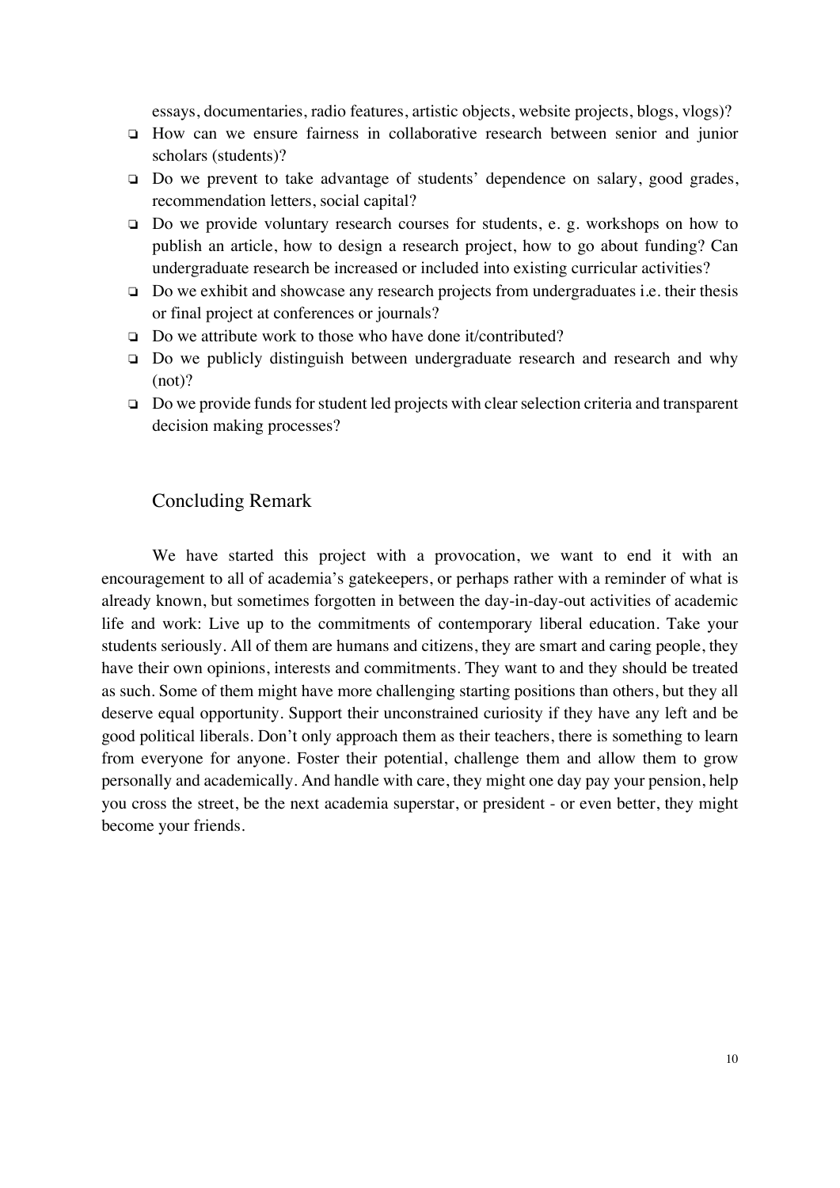essays, documentaries, radio features, artistic objects, website projects, blogs, vlogs)?

- How can we ensure fairness in collaborative research between senior and junior scholars (students)?
- Do we prevent to take advantage of students' dependence on salary, good grades, recommendation letters, social capital?
- Do we provide voluntary research courses for students, e. g. workshops on how to publish an article, how to design a research project, how to go about funding? Can undergraduate research be increased or included into existing curricular activities?
- Do we exhibit and showcase any research projects from undergraduates i.e. their thesis or final project at conferences or journals?
- Do we attribute work to those who have done it/contributed?
- Do we publicly distinguish between undergraduate research and research and why (not)?
- Do we provide funds for student led projects with clear selection criteria and transparent decision making processes?

## Concluding Remark

We have started this project with a provocation, we want to end it with an encouragement to all of academia's gatekeepers, or perhaps rather with a reminder of what is already known, but sometimes forgotten in between the day-in-day-out activities of academic life and work: Live up to the commitments of contemporary liberal education. Take your students seriously. All of them are humans and citizens, they are smart and caring people, they have their own opinions, interests and commitments. They want to and they should be treated as such. Some of them might have more challenging starting positions than others, but they all deserve equal opportunity. Support their unconstrained curiosity if they have any left and be good political liberals. Don't only approach them as their teachers, there is something to learn from everyone for anyone. Foster their potential, challenge them and allow them to grow personally and academically. And handle with care, they might one day pay your pension, help you cross the street, be the next academia superstar, or president - or even better, they might become your friends.